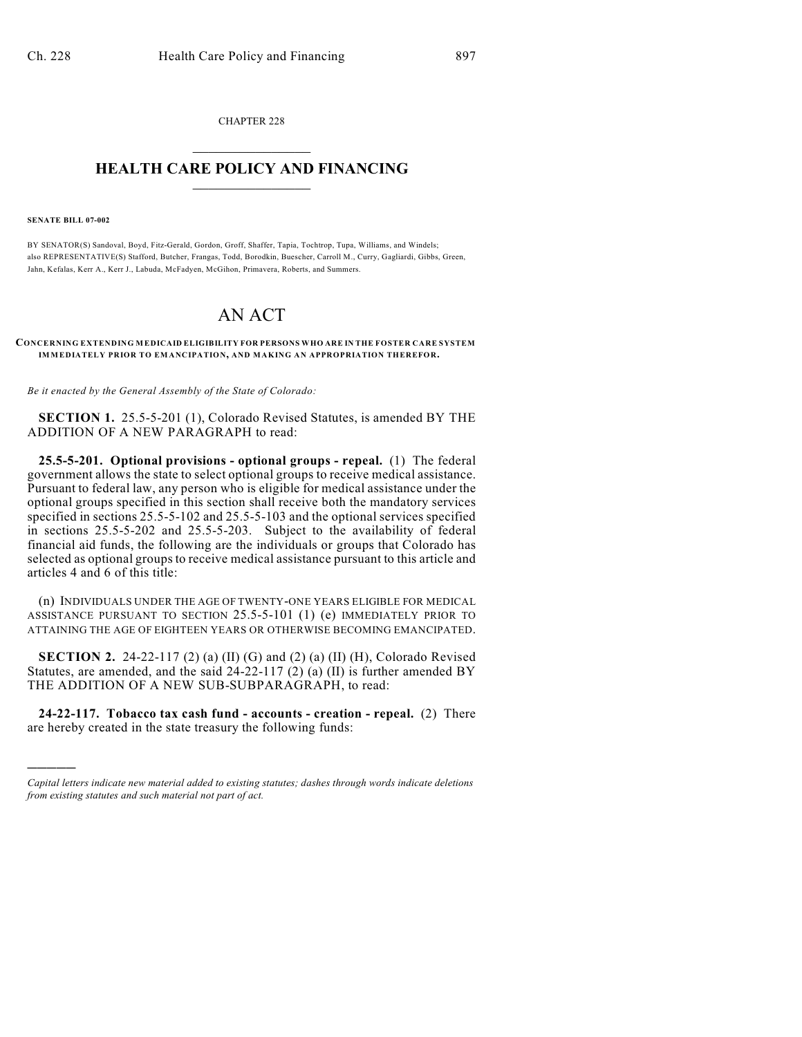CHAPTER 228

# HEALTH CARE POLICY AND FINANCING

**SENATE BILL 07-002**

BY SENATOR(S) Sandoval, Boyd, Fitz-Gerald, Gordon, Groff, Shaffer, Tapia, Tochtrop, Tupa, Williams, and Windels; also REPRESENTATIVE(S) Stafford, Butcher, Frangas, Todd, Borodkin, Buescher, Carroll M., Curry, Gagliardi, Gibbs, Green, Jahn, Kefalas, Kerr A., Kerr J., Labuda, McFadyen, McGihon, Primavera, Roberts, and Summers.

# AN ACT

**CONCERNING EXTENDING MEDICAID ELIGIBILITY FOR PERSONS WHO ARE IN THE FOSTER CARE SYSTEM IMMEDIATELY PRIOR TO EMANCIPATION, AND MAKING AN APPROPRIATION THEREFOR.**

*Be it enacted by the General Assembly of the State of Colorado:*

**SECTION 1.** 25.5-5-201 (1), Colorado Revised Statutes, is amended BY THE ADDITION OF A NEW PARAGRAPH to read:

**25.5-5-201. Optional provisions - optional groups - repeal.** (1) The federal government allows the state to select optional groups to receive medical assistance. Pursuant to federal law, any person who is eligible for medical assistance under the optional groups specified in this section shall receive both the mandatory services specified in sections 25.5-5-102 and 25.5-5-103 and the optional services specified in sections 25.5-5-202 and 25.5-5-203. Subject to the availability of federal financial aid funds, the following are the individuals or groups that Colorado has selected as optional groups to receive medical assistance pursuant to this article and articles 4 and 6 of this title:

(n) INDIVIDUALS UNDER THE AGE OF TWENTY-ONE YEARS ELIGIBLE FOR MEDICAL ASSISTANCE PURSUANT TO SECTION 25.5-5-101 (1) (e) IMMEDIATELY PRIOR TO ATTAINING THE AGE OF EIGHTEEN YEARS OR OTHERWISE BECOMING EMANCIPATED.

**SECTION 2.** 24-22-117 (2) (a) (II) (G) and (2) (a) (II) (H), Colorado Revised Statutes, are amended, and the said 24-22-117 (2) (a) (II) is further amended BY THE ADDITION OF A NEW SUB-SUBPARAGRAPH, to read:

**24-22-117. Tobacco tax cash fund - accounts - creation - repeal.** (2) There are hereby created in the state treasury the following funds:

---

*Capital letters indicate new material added to existing statutes; dashes through words indicate deletions from existing statutes and such material not part of act.*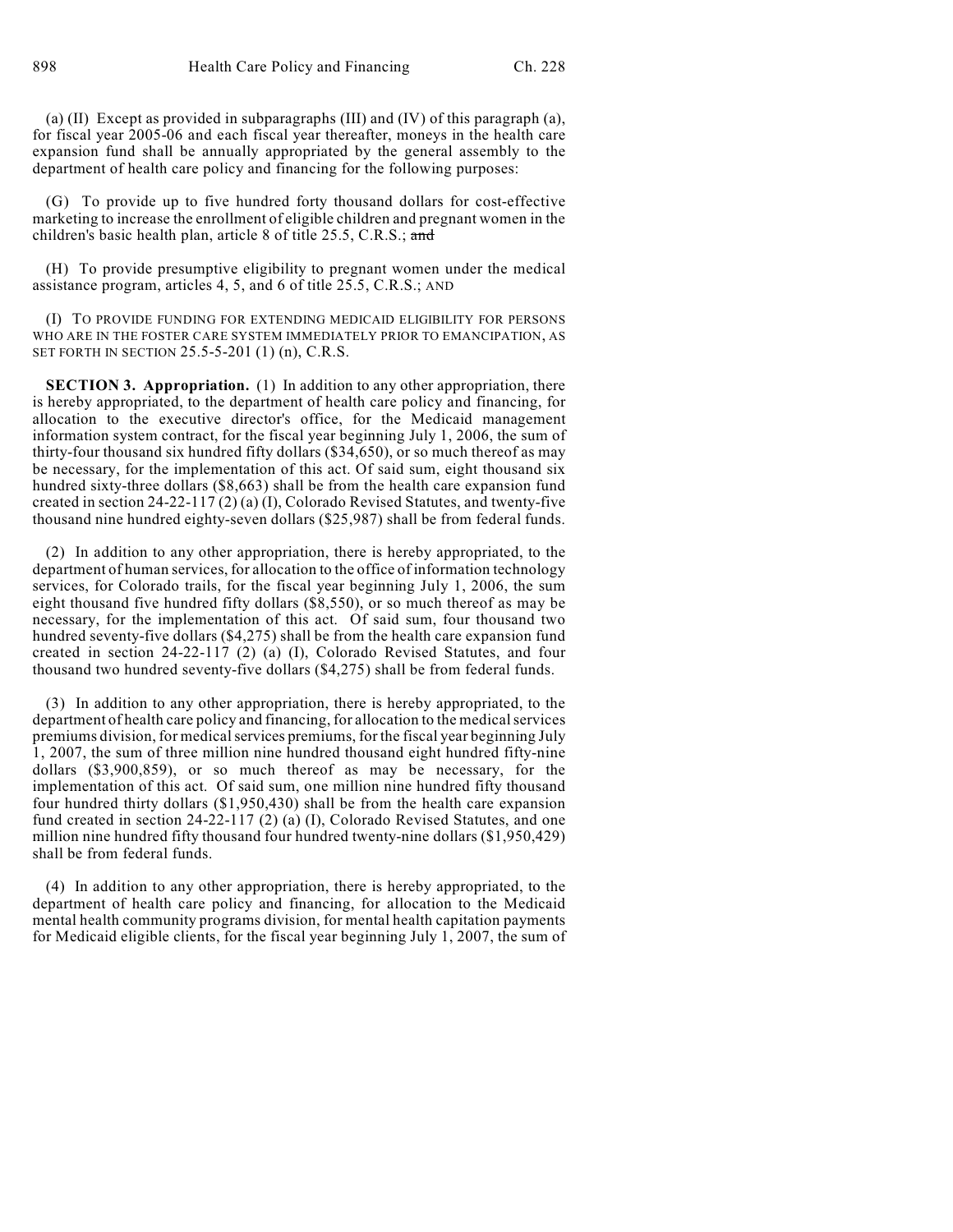(a) (II) Except as provided in subparagraphs (III) and (IV) of this paragraph (a), for fiscal year 2005-06 and each fiscal year thereafter, moneys in the health care expansion fund shall be annually appropriated by the general assembly to the department of health care policy and financing for the following purposes:

(G) To provide up to five hundred forty thousand dollars for cost-effective marketing to increase the enrollment of eligible children and pregnant women in the children's basic health plan, article 8 of title 25.5, C.R.S.; ~~and~~

(H) To provide presumptive eligibility to pregnant women under the medical assistance program, articles 4, 5, and 6 of title 25.5, C.R.S.; AND

(I) TO PROVIDE FUNDING FOR EXTENDING MEDICAID ELIGIBILITY FOR PERSONS WHO ARE IN THE FOSTER CARE SYSTEM IMMEDIATELY PRIOR TO EMANCIPATION, AS SET FORTH IN SECTION 25.5-5-201 (1) (n), C.R.S.

**SECTION 3. Appropriation.** (1) In addition to any other appropriation, there is hereby appropriated, to the department of health care policy and financing, for allocation to the executive director's office, for the Medicaid management information system contract, for the fiscal year beginning July 1, 2006, the sum of thirty-four thousand six hundred fifty dollars ($34,650), or so much thereof as may be necessary, for the implementation of this act. Of said sum, eight thousand six hundred sixty-three dollars ($8,663) shall be from the health care expansion fund created in section 24-22-117 (2) (a) (I), Colorado Revised Statutes, and twenty-five thousand nine hundred eighty-seven dollars ($25,987) shall be from federal funds.

(2) In addition to any other appropriation, there is hereby appropriated, to the department of human services, for allocation to the office of information technology services, for Colorado trails, for the fiscal year beginning July 1, 2006, the sum eight thousand five hundred fifty dollars ($8,550), or so much thereof as may be necessary, for the implementation of this act. Of said sum, four thousand two hundred seventy-five dollars ($4,275) shall be from the health care expansion fund created in section 24-22-117 (2) (a) (I), Colorado Revised Statutes, and four thousand two hundred seventy-five dollars ($4,275) shall be from federal funds.

(3) In addition to any other appropriation, there is hereby appropriated, to the department of health care policy and financing, for allocation to the medical services premiums division, for medical services premiums, for the fiscal year beginning July 1, 2007, the sum of three million nine hundred thousand eight hundred fifty-nine dollars ($3,900,859), or so much thereof as may be necessary, for the implementation of this act. Of said sum, one million nine hundred fifty thousand four hundred thirty dollars ($1,950,430) shall be from the health care expansion fund created in section 24-22-117 (2) (a) (I), Colorado Revised Statutes, and one million nine hundred fifty thousand four hundred twenty-nine dollars ($1,950,429) shall be from federal funds.

(4) In addition to any other appropriation, there is hereby appropriated, to the department of health care policy and financing, for allocation to the Medicaid mental health community programs division, for mental health capitation payments for Medicaid eligible clients, for the fiscal year beginning July 1, 2007, the sum of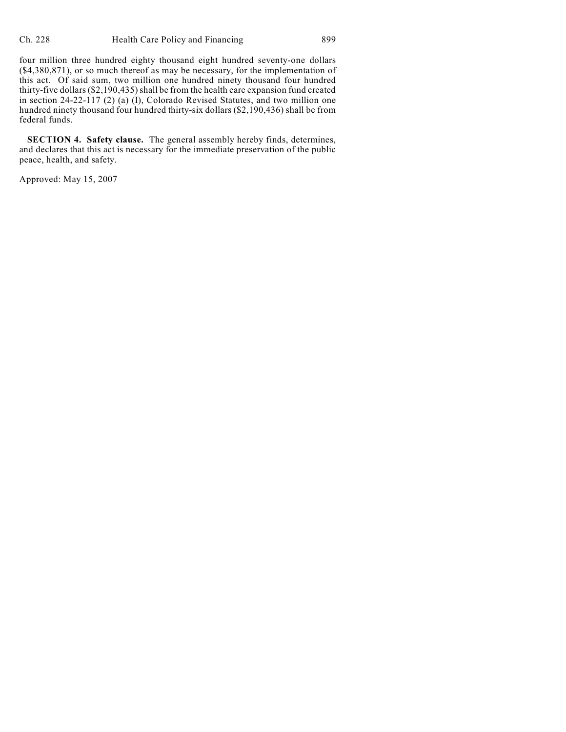four million three hundred eighty thousand eight hundred seventy-one dollars ($4,380,871), or so much thereof as may be necessary, for the implementation of this act. Of said sum, two million one hundred ninety thousand four hundred thirty-five dollars ($2,190,435) shall be from the health care expansion fund created in section 24-22-117 (2) (a) (I), Colorado Revised Statutes, and two million one hundred ninety thousand four hundred thirty-six dollars ($2,190,436) shall be from federal funds.

**SECTION 4. Safety clause.** The general assembly hereby finds, determines, and declares that this act is necessary for the immediate preservation of the public peace, health, and safety.

Approved: May 15, 2007